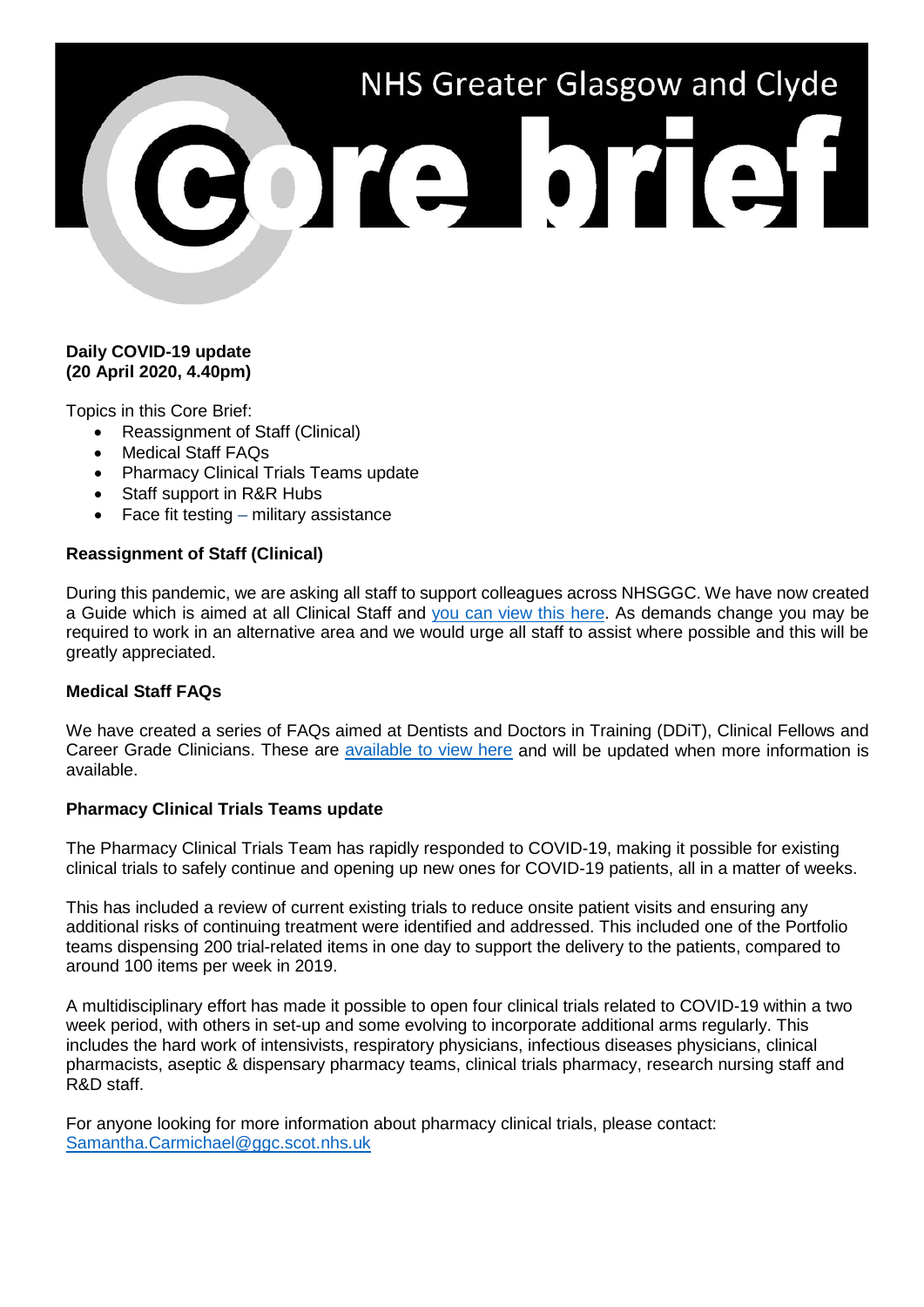# NHS Greater Glasgow and Clyde

# Core brief

**Daily COVID-19 update**
**(20 April 2020, 4.40pm)**

Topics in this Core Brief:

- Reassignment of Staff (Clinical)
- Medical Staff FAQs
- Pharmacy Clinical Trials Teams update
- Staff support in R&R Hubs
- Face fit testing – military assistance

**Reassignment of Staff (Clinical)**

During this pandemic, we are asking all staff to support colleagues across NHSGGC. We have now created a Guide which is aimed at all Clinical Staff and you can view this here. As demands change you may be required to work in an alternative area and we would urge all staff to assist where possible and this will be greatly appreciated.

**Medical Staff FAQs**

We have created a series of FAQs aimed at Dentists and Doctors in Training (DDiT), Clinical Fellows and Career Grade Clinicians. These are available to view here and will be updated when more information is available.

**Pharmacy Clinical Trials Teams update**

The Pharmacy Clinical Trials Team has rapidly responded to COVID-19, making it possible for existing clinical trials to safely continue and opening up new ones for COVID-19 patients, all in a matter of weeks.

This has included a review of current existing trials to reduce onsite patient visits and ensuring any additional risks of continuing treatment were identified and addressed. This included one of the Portfolio teams dispensing 200 trial-related items in one day to support the delivery to the patients, compared to around 100 items per week in 2019.

A multidisciplinary effort has made it possible to open four clinical trials related to COVID-19 within a two week period, with others in set-up and some evolving to incorporate additional arms regularly. This includes the hard work of intensivists, respiratory physicians, infectious diseases physicians, clinical pharmacists, aseptic & dispensary pharmacy teams, clinical trials pharmacy, research nursing staff and R&D staff.

For anyone looking for more information about pharmacy clinical trials, please contact: Samantha.Carmichael@ggc.scot.nhs.uk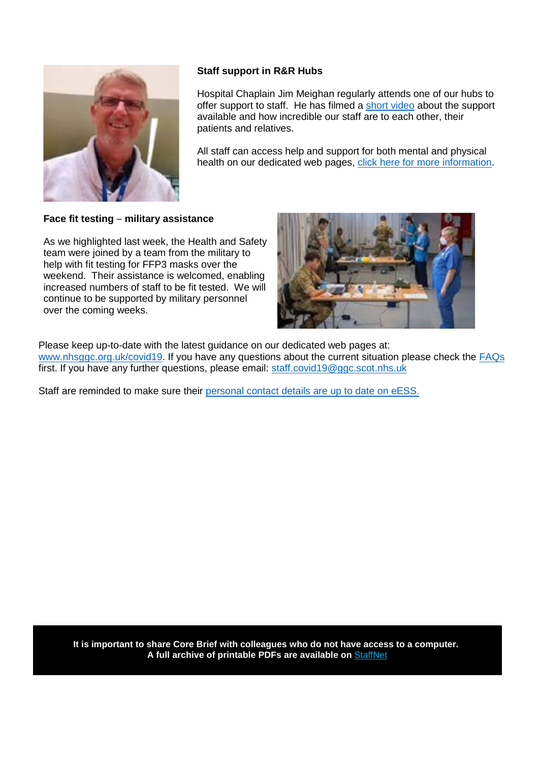**Staff support in R&R Hubs**

Hospital Chaplain Jim Meighan regularly attends one of our hubs to offer support to staff. He has filmed a short video about the support available and how incredible our staff are to each other, their patients and relatives.

All staff can access help and support for both mental and physical health on our dedicated web pages, click here for more information.

**Face fit testing – military assistance**

As we highlighted last week, the Health and Safety team were joined by a team from the military to help with fit testing for FFP3 masks over the weekend. Their assistance is welcomed, enabling increased numbers of staff to be fit tested. We will continue to be supported by military personnel over the coming weeks.

Please keep up-to-date with the latest guidance on our dedicated web pages at: www.nhsggc.org.uk/covid19. If you have any questions about the current situation please check the FAQs first. If you have any further questions, please email: staff.covid19@ggc.scot.nhs.uk

Staff are reminded to make sure their personal contact details are up to date on eESS.

**It is important to share Core Brief with colleagues who do not have access to a computer.**
**A full archive of printable PDFs are available on StaffNet**